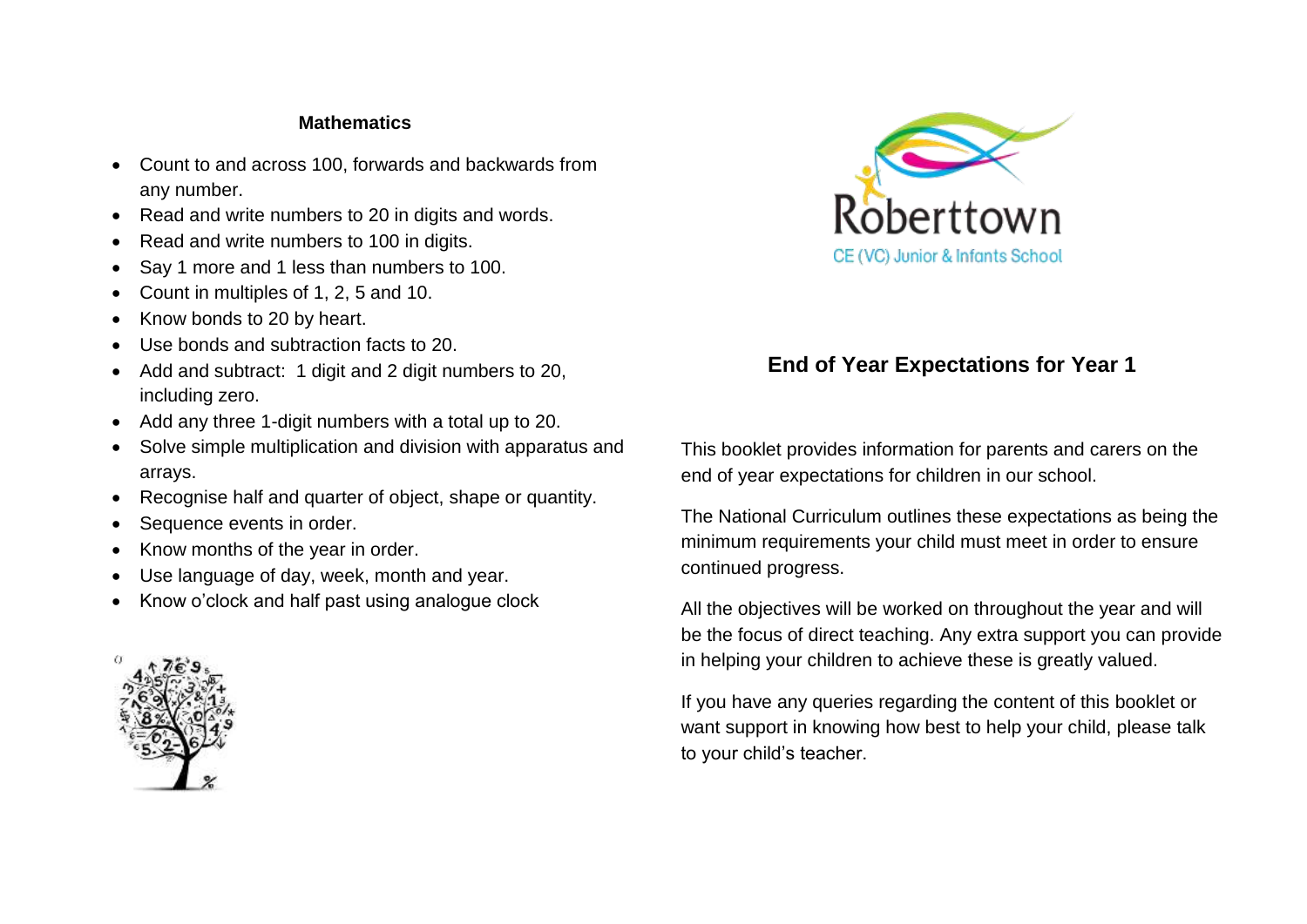## Mathematics

- Count to and across 100, forwards and backwards from any number.
- Read and write numbers to 20 in digits and words.
- Read and write numbers to 100 in digits.
- Say 1 more and 1 less than numbers to 100.
- Count in multiples of 1, 2, 5 and 10.
- Know bonds to 20 by heart.
- Use bonds and subtraction facts to 20.
- Add and subtract: 1 digit and 2 digit numbers to 20, including zero.
- Add any three 1-digit numbers with a total up to 20.
- Solve simple multiplication and division with apparatus and arrays.
- Recognise half and quarter of object, shape or quantity.
- Sequence events in order.
- Know months of the year in order.
- Use language of day, week, month and year.
- Know o'clock and half past using analogue clock

Roberttown

CE (VC) Junior & Infants School

## End of Year Expectations for Year 1

This booklet provides information for parents and carers on the end of year expectations for children in our school.

The National Curriculum outlines these expectations as being the minimum requirements your child must meet in order to ensure continued progress.

All the objectives will be worked on throughout the year and will be the focus of direct teaching. Any extra support you can provide in helping your children to achieve these is greatly valued.

If you have any queries regarding the content of this booklet or want support in knowing how best to help your child, please talk to your child's teacher.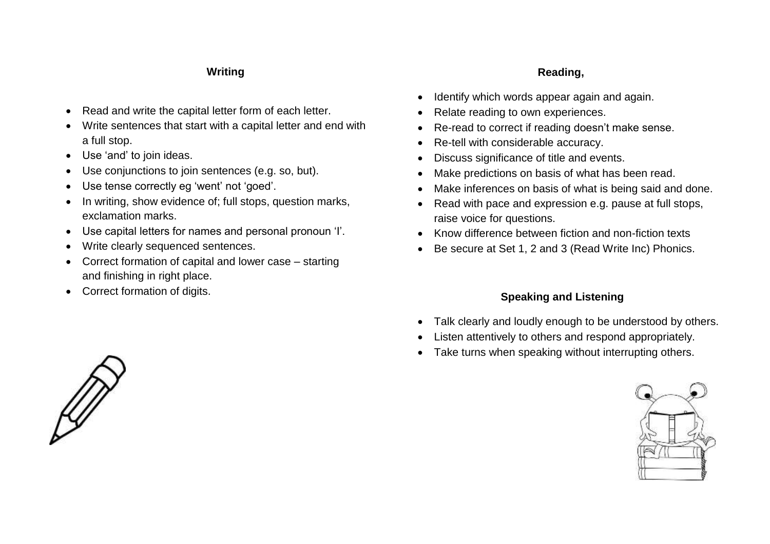### Writing

- Read and write the capital letter form of each letter.
- Write sentences that start with a capital letter and end with a full stop.
- Use 'and' to join ideas.
- Use conjunctions to join sentences (e.g. so, but).
- Use tense correctly eg 'went' not 'goed'.
- In writing, show evidence of; full stops, question marks, exclamation marks.
- Use capital letters for names and personal pronoun 'I'.
- Write clearly sequenced sentences.
- Correct formation of capital and lower case – starting and finishing in right place.
- Correct formation of digits.

### Reading,

- Identify which words appear again and again.
- Relate reading to own experiences.
- Re-read to correct if reading doesn't make sense.
- Re-tell with considerable accuracy.
- Discuss significance of title and events.
- Make predictions on basis of what has been read.
- Make inferences on basis of what is being said and done.
- Read with pace and expression e.g. pause at full stops, raise voice for questions.
- Know difference between fiction and non-fiction texts
- Be secure at Set 1, 2 and 3 (Read Write Inc) Phonics.

### Speaking and Listening

- Talk clearly and loudly enough to be understood by others.
- Listen attentively to others and respond appropriately.
- Take turns when speaking without interrupting others.